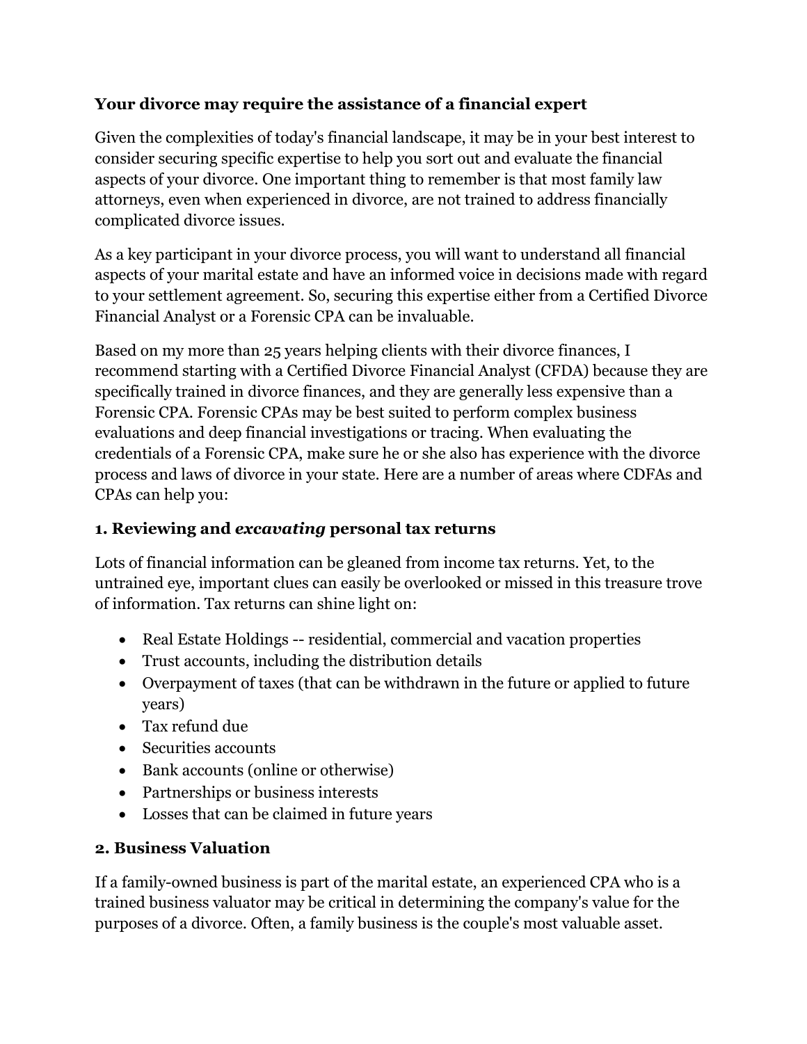**Your divorce may require the assistance of a financial expert**

Given the complexities of today's financial landscape, it may be in your best interest to consider securing specific expertise to help you sort out and evaluate the financial aspects of your divorce. One important thing to remember is that most family law attorneys, even when experienced in divorce, are not trained to address financially complicated divorce issues.

As a key participant in your divorce process, you will want to understand all financial aspects of your marital estate and have an informed voice in decisions made with regard to your settlement agreement. So, securing this expertise either from a Certified Divorce Financial Analyst or a Forensic CPA can be invaluable.

Based on my more than 25 years helping clients with their divorce finances, I recommend starting with a Certified Divorce Financial Analyst (CFDA) because they are specifically trained in divorce finances, and they are generally less expensive than a Forensic CPA. Forensic CPAs may be best suited to perform complex business evaluations and deep financial investigations or tracing. When evaluating the credentials of a Forensic CPA, make sure he or she also has experience with the divorce process and laws of divorce in your state. Here are a number of areas where CDFAs and CPAs can help you:

**1. Reviewing and *excavating* personal tax returns**

Lots of financial information can be gleaned from income tax returns. Yet, to the untrained eye, important clues can easily be overlooked or missed in this treasure trove of information. Tax returns can shine light on:

- Real Estate Holdings -- residential, commercial and vacation properties
- Trust accounts, including the distribution details
- Overpayment of taxes (that can be withdrawn in the future or applied to future years)
- Tax refund due
- Securities accounts
- Bank accounts (online or otherwise)
- Partnerships or business interests
- Losses that can be claimed in future years

**2. Business Valuation**

If a family-owned business is part of the marital estate, an experienced CPA who is a trained business valuator may be critical in determining the company's value for the purposes of a divorce. Often, a family business is the couple's most valuable asset.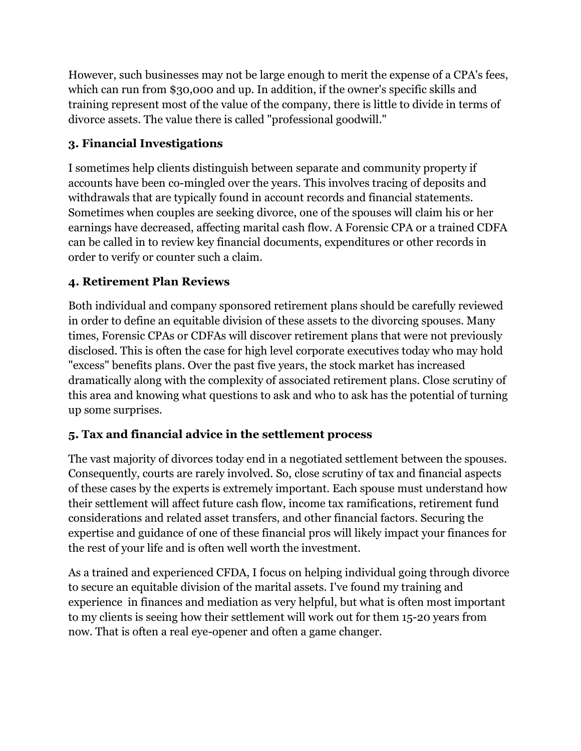However, such businesses may not be large enough to merit the expense of a CPA's fees, which can run from $30,000 and up. In addition, if the owner's specific skills and training represent most of the value of the company, there is little to divide in terms of divorce assets. The value there is called "professional goodwill."

### 3. Financial Investigations

I sometimes help clients distinguish between separate and community property if accounts have been co-mingled over the years. This involves tracing of deposits and withdrawals that are typically found in account records and financial statements. Sometimes when couples are seeking divorce, one of the spouses will claim his or her earnings have decreased, affecting marital cash flow. A Forensic CPA or a trained CDFA can be called in to review key financial documents, expenditures or other records in order to verify or counter such a claim.

### 4. Retirement Plan Reviews

Both individual and company sponsored retirement plans should be carefully reviewed in order to define an equitable division of these assets to the divorcing spouses. Many times, Forensic CPAs or CDFAs will discover retirement plans that were not previously disclosed. This is often the case for high level corporate executives today who may hold "excess" benefits plans. Over the past five years, the stock market has increased dramatically along with the complexity of associated retirement plans. Close scrutiny of this area and knowing what questions to ask and who to ask has the potential of turning up some surprises.

### 5. Tax and financial advice in the settlement process

The vast majority of divorces today end in a negotiated settlement between the spouses. Consequently, courts are rarely involved. So, close scrutiny of tax and financial aspects of these cases by the experts is extremely important. Each spouse must understand how their settlement will affect future cash flow, income tax ramifications, retirement fund considerations and related asset transfers, and other financial factors. Securing the expertise and guidance of one of these financial pros will likely impact your finances for the rest of your life and is often well worth the investment.

As a trained and experienced CFDA, I focus on helping individual going through divorce to secure an equitable division of the marital assets. I've found my training and experience in finances and mediation as very helpful, but what is often most important to my clients is seeing how their settlement will work out for them 15-20 years from now. That is often a real eye-opener and often a game changer.